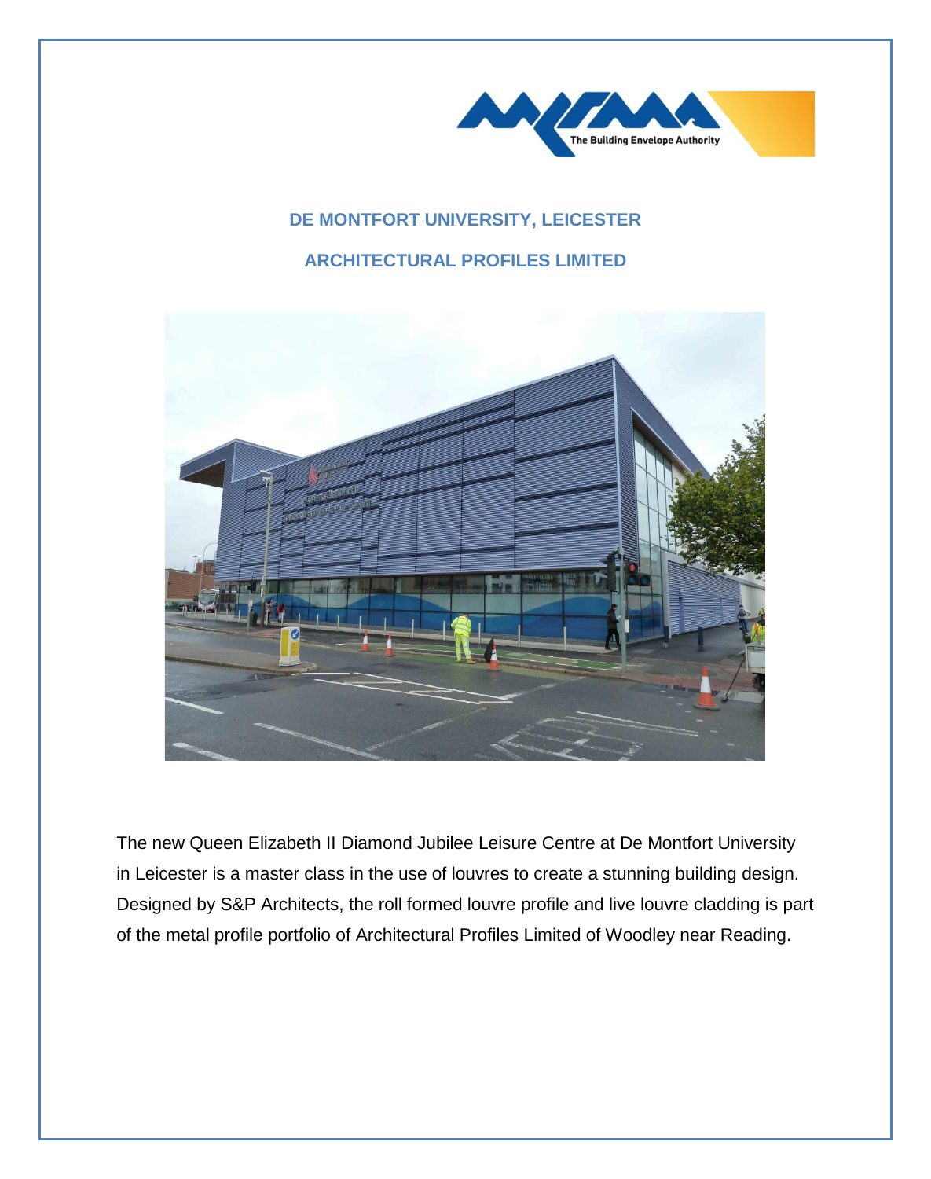# DE MONTFORT UNIVERSITY, LEICESTER

## ARCHITECTURAL PROFILES LIMITED

The new Queen Elizabeth II Diamond Jubilee Leisure Centre at De Montfort University in Leicester is a master class in the use of louvres to create a stunning building design. Designed by S&P Architects, the roll formed louvre profile and live louvre cladding is part of the metal profile portfolio of Architectural Profiles Limited of Woodley near Reading.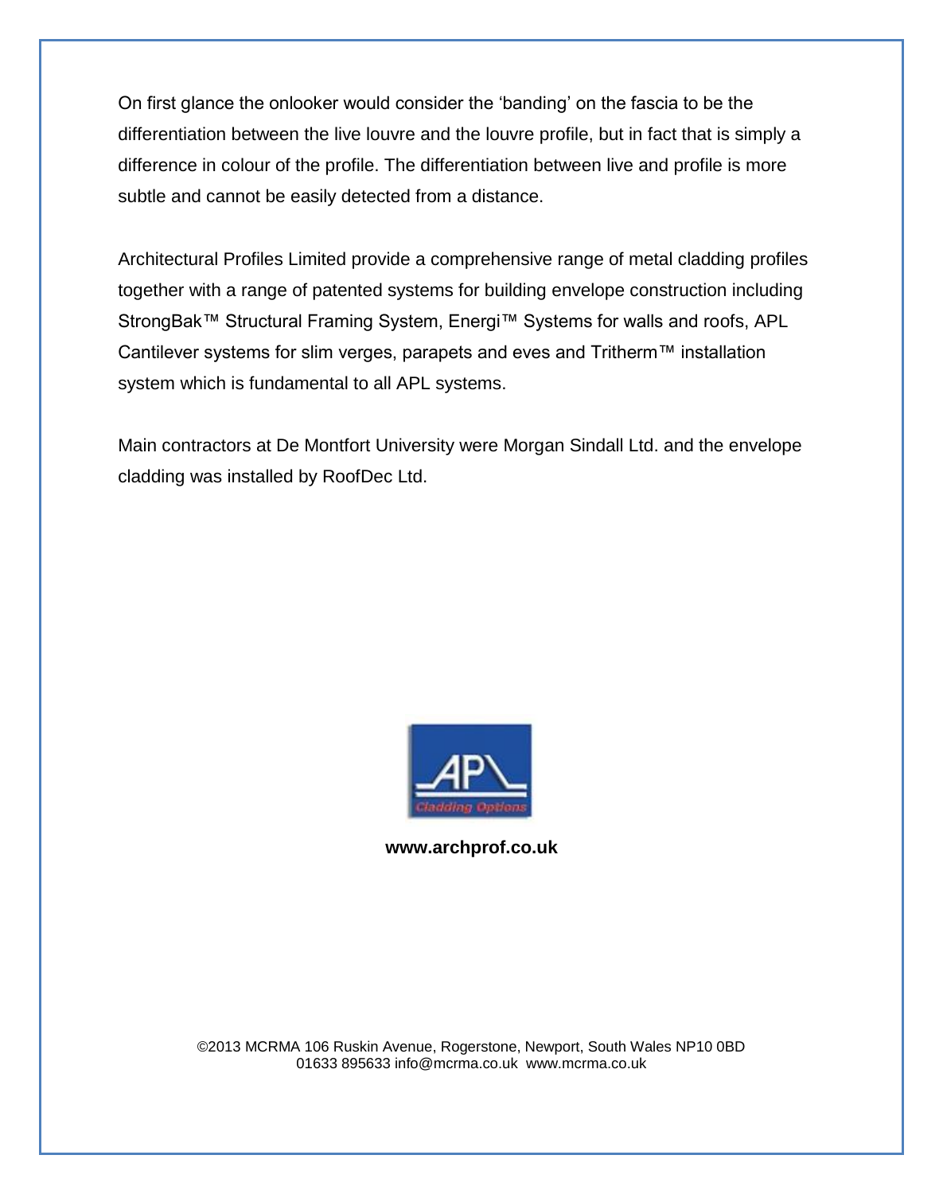On first glance the onlooker would consider the 'banding' on the fascia to be the differentiation between the live louvre and the louvre profile, but in fact that is simply a difference in colour of the profile. The differentiation between live and profile is more subtle and cannot be easily detected from a distance.

Architectural Profiles Limited provide a comprehensive range of metal cladding profiles together with a range of patented systems for building envelope construction including StrongBak™ Structural Framing System, Energi™ Systems for walls and roofs, APL Cantilever systems for slim verges, parapets and eves and Tritherm™ installation system which is fundamental to all APL systems.

Main contractors at De Montfort University were Morgan Sindall Ltd. and the envelope cladding was installed by RoofDec Ltd.

**www.archprof.co.uk**

©2013 MCRMA 106 Ruskin Avenue, Rogerstone, Newport, South Wales NP10 0BD
01633 895633 info@mcrma.co.uk www.mcrma.co.uk